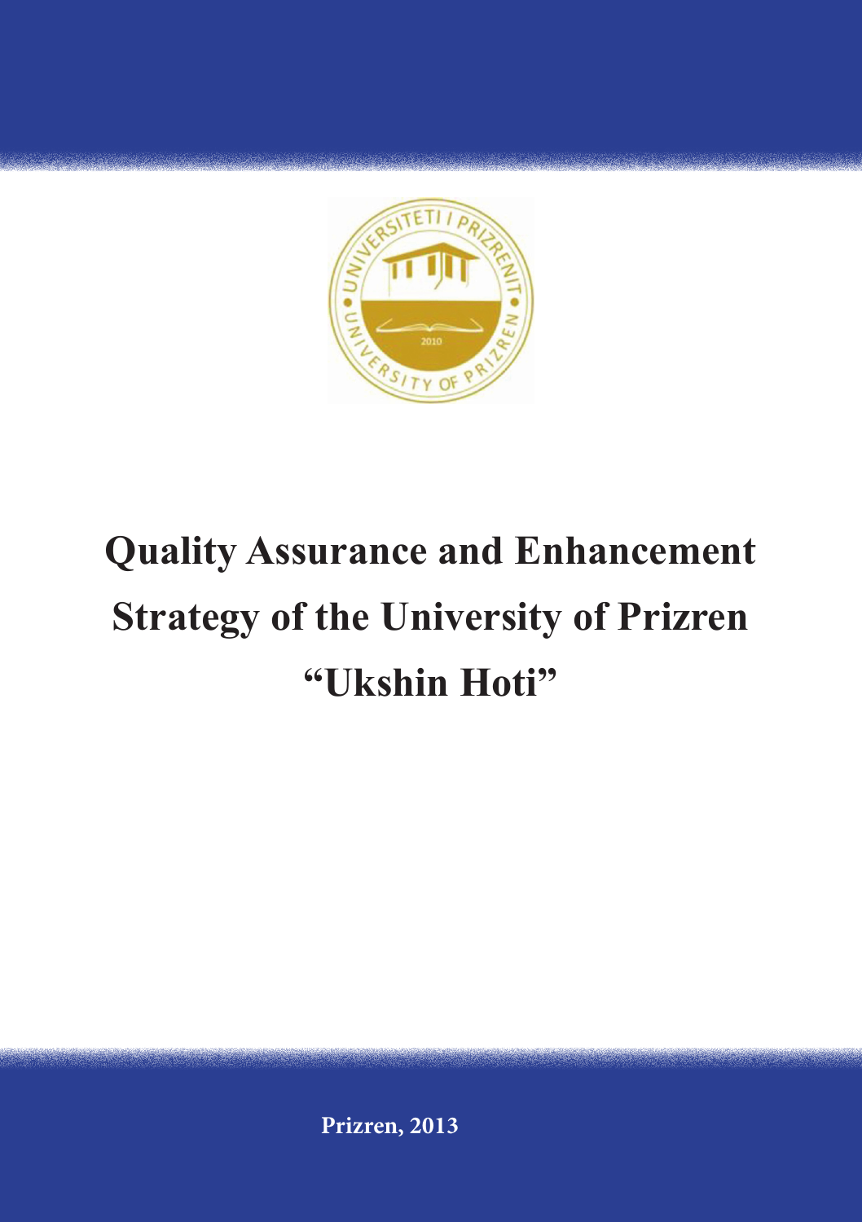# Quality Assurance and Enhancement Strategy of the University of Prizren "Ukshin Hoti"

**Prizren, 2013**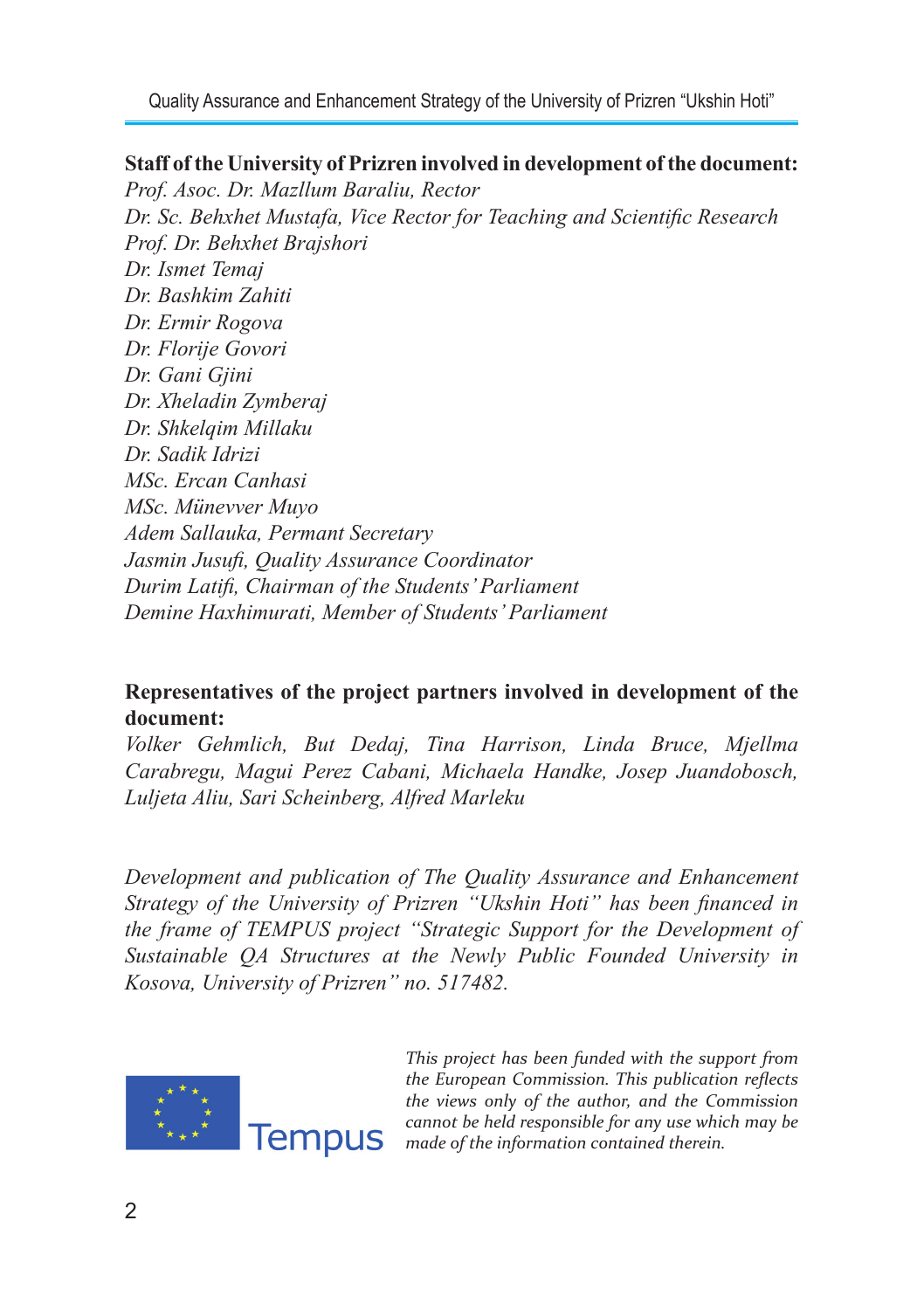**Staff of the University of Prizren involved in development of the document:**

*Prof. Asoc. Dr. Mazllum Baraliu, Rector*
*Dr. Sc. Behxhet Mustafa, Vice Rector for Teaching and Scientific Research*
*Prof. Dr. Behxhet Brajshori*
*Dr. Ismet Temaj*
*Dr. Bashkim Zahiti*
*Dr. Ermir Rogova*
*Dr. Florije Govori*
*Dr. Gani Gjini*
*Dr. Xheladin Zymberaj*
*Dr. Shkelqim Millaku*
*Dr. Sadik Idrizi*
*MSc. Ercan Canhasi*
*MSc. Münevver Muyo*
*Adem Sallauka, Permant Secretary*
*Jasmin Jusufi, Quality Assurance Coordinator*
*Durim Latifi, Chairman of the Students' Parliament*
*Demine Haxhimurati, Member of Students' Parliament*

**Representatives of the project partners involved in development of the document:**

*Volker Gehmlich, But Dedaj, Tina Harrison, Linda Bruce, Mjellma Carabregu, Magui Perez Cabani, Michaela Handke, Josep Juandobosch, Luljeta Aliu, Sari Scheinberg, Alfred Marleku*

*Development and publication of The Quality Assurance and Enhancement Strategy of the University of Prizren "Ukshin Hoti" has been financed in the frame of TEMPUS project "Strategic Support for the Development of Sustainable QA Structures at the Newly Public Founded University in Kosova, University of Prizren" no. 517482.*

Tempus

*This project has been funded with the support from the European Commission. This publication reflects the views only of the author, and the Commission cannot be held responsible for any use which may be made of the information contained therein.*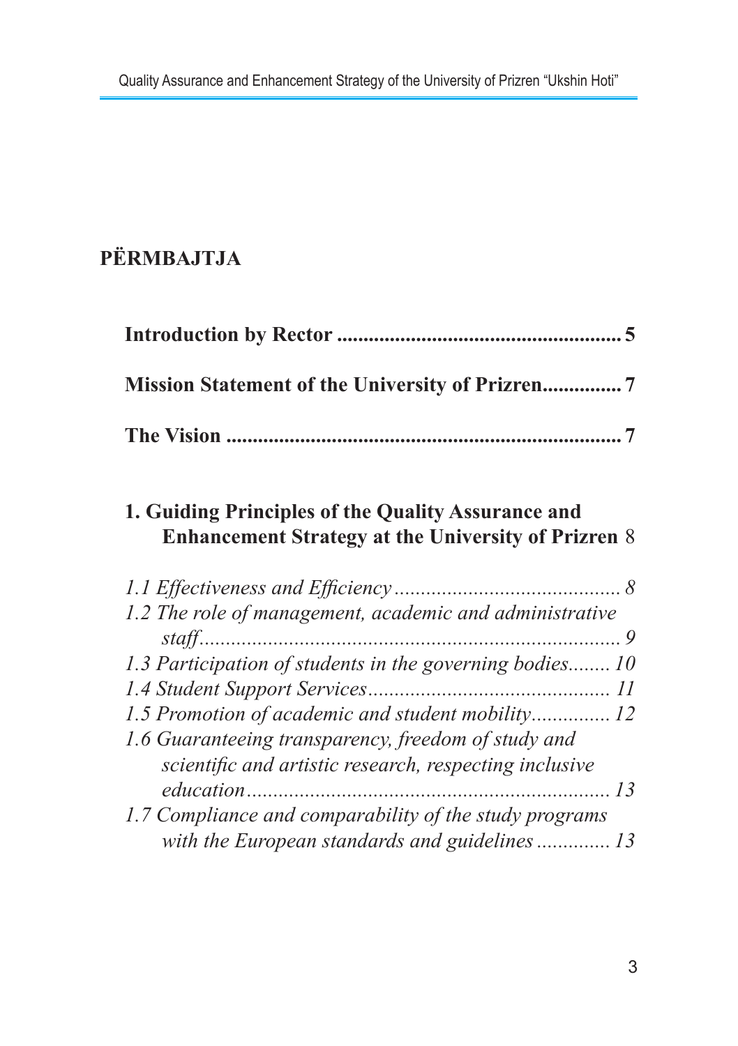## PËRMBAJTJA

**Introduction by Rector ...................................................... 5**

**Mission Statement of the University of Prizren............... 7**

**The Vision ............................................................................ 7**

**1. Guiding Principles of the Quality Assurance and Enhancement Strategy at the University of Prizren** 8

*1.1 Effectiveness and Efficiency ........................................... 8*
*1.2 The role of management, academic and administrative staff.................................................................................. 9*
*1.3 Participation of students in the governing bodies........ 10*
*1.4 Student Support Services.............................................. 11*
*1.5 Promotion of academic and student mobility............... 12*
*1.6 Guaranteeing transparency, freedom of study and scientific and artistic research, respecting inclusive education...................................................................... 13*
*1.7 Compliance and comparability of the study programs with the European standards and guidelines .............. 13*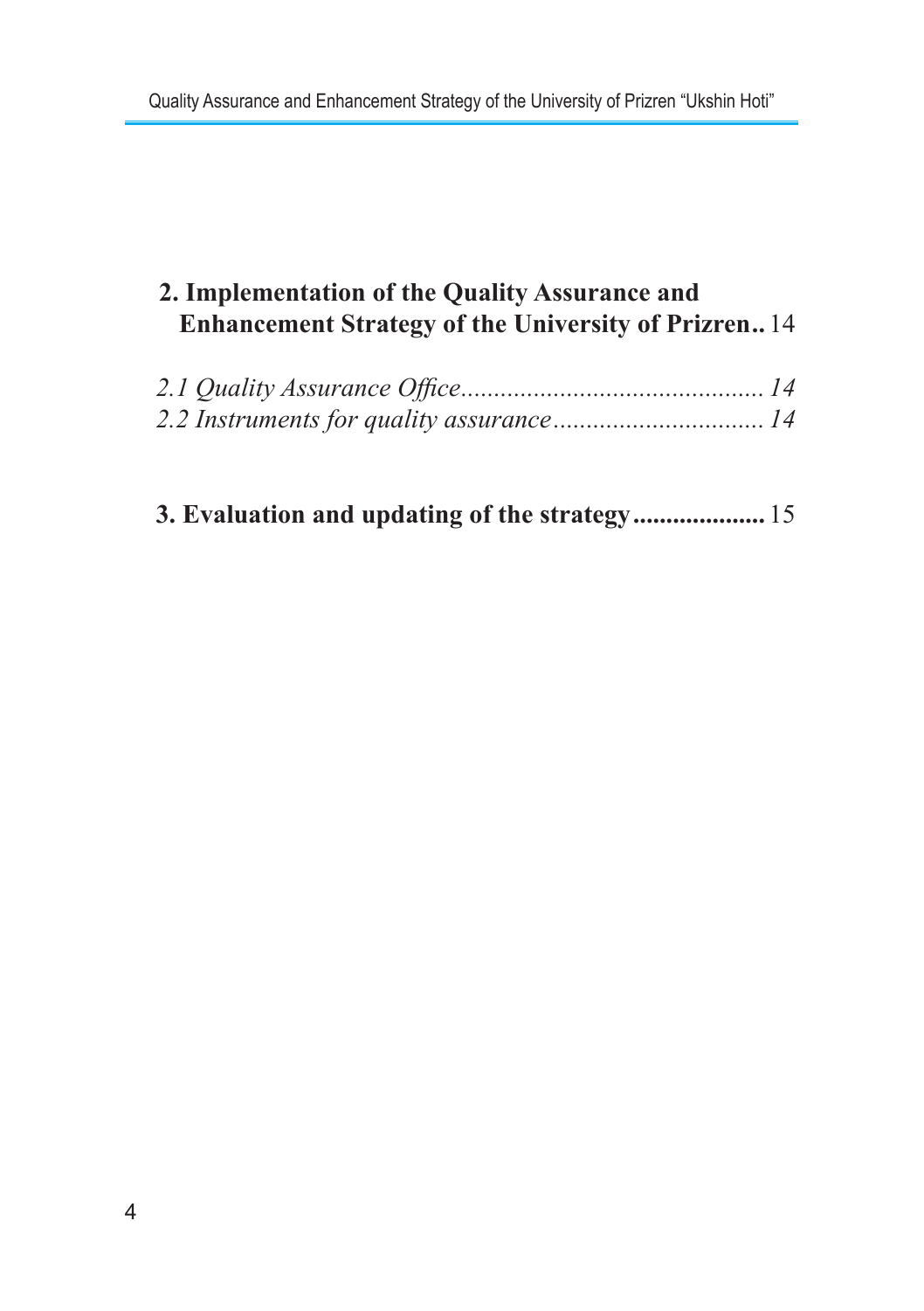**2. Implementation of the Quality Assurance and Enhancement Strategy of the University of Prizren..** 14

*2.1 Quality Assurance Office............................................ 14*
*2.2 Instruments for quality assurance................................ 14*

**3. Evaluation and updating of the strategy....................** 15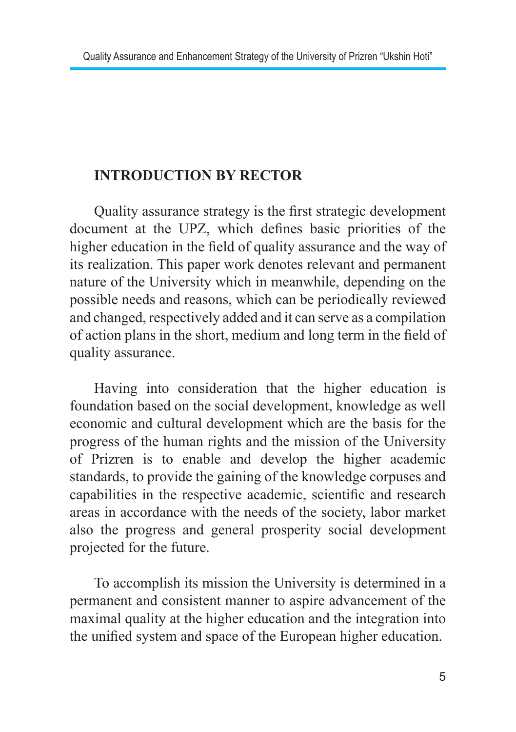## INTRODUCTION BY RECTOR

Quality assurance strategy is the first strategic development document at the UPZ, which defines basic priorities of the higher education in the field of quality assurance and the way of its realization. This paper work denotes relevant and permanent nature of the University which in meanwhile, depending on the possible needs and reasons, which can be periodically reviewed and changed, respectively added and it can serve as a compilation of action plans in the short, medium and long term in the field of quality assurance.

Having into consideration that the higher education is foundation based on the social development, knowledge as well economic and cultural development which are the basis for the progress of the human rights and the mission of the University of Prizren is to enable and develop the higher academic standards, to provide the gaining of the knowledge corpuses and capabilities in the respective academic, scientific and research areas in accordance with the needs of the society, labor market also the progress and general prosperity social development projected for the future.

To accomplish its mission the University is determined in a permanent and consistent manner to aspire advancement of the maximal quality at the higher education and the integration into the unified system and space of the European higher education.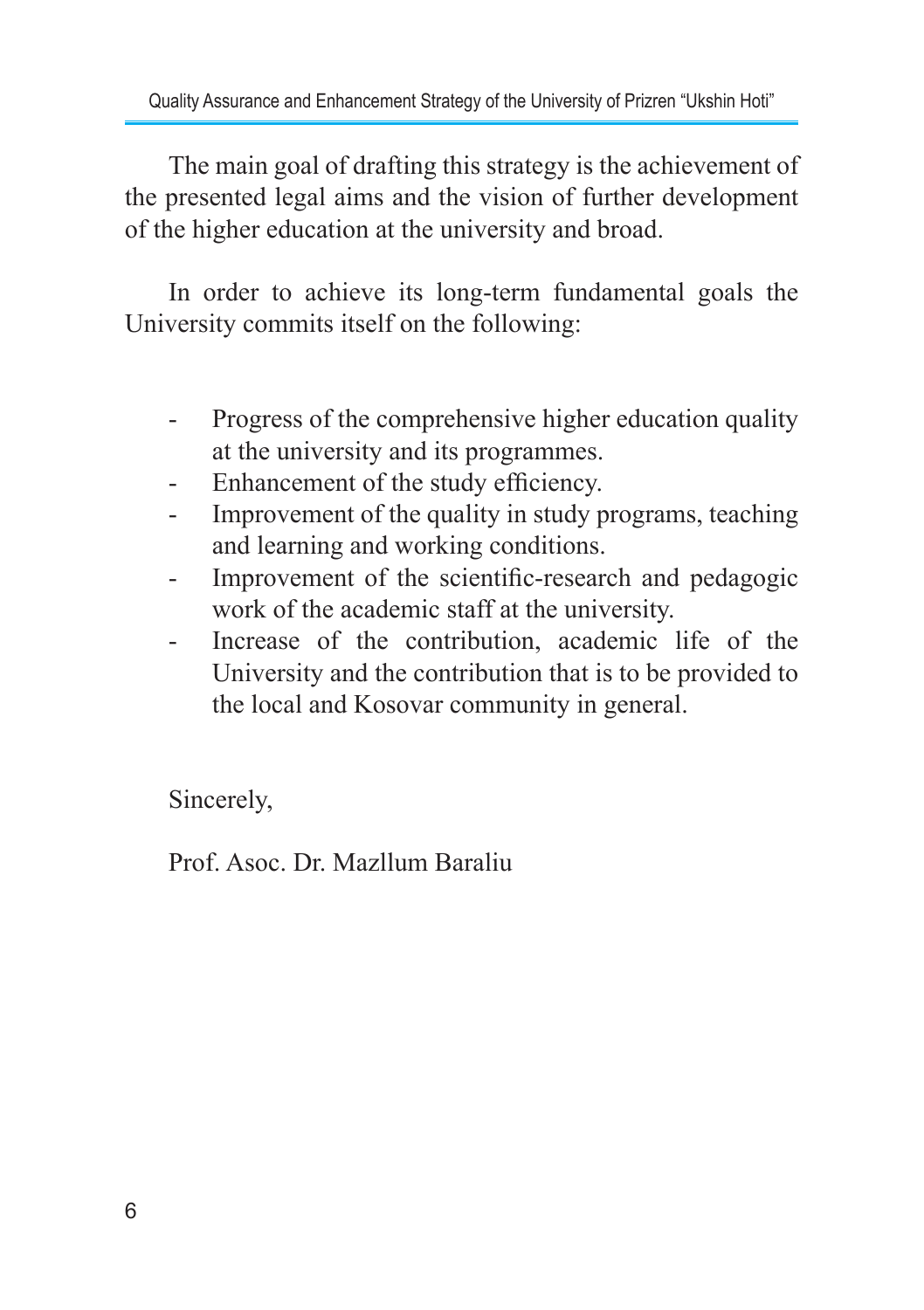The main goal of drafting this strategy is the achievement of the presented legal aims and the vision of further development of the higher education at the university and broad.

In order to achieve its long-term fundamental goals the University commits itself on the following:

- Progress of the comprehensive higher education quality at the university and its programmes.
- Enhancement of the study efficiency.
- Improvement of the quality in study programs, teaching and learning and working conditions.
- Improvement of the scientific-research and pedagogic work of the academic staff at the university.
- Increase of the contribution, academic life of the University and the contribution that is to be provided to the local and Kosovar community in general.

Sincerely,

Prof. Asoc. Dr. Mazllum Baraliu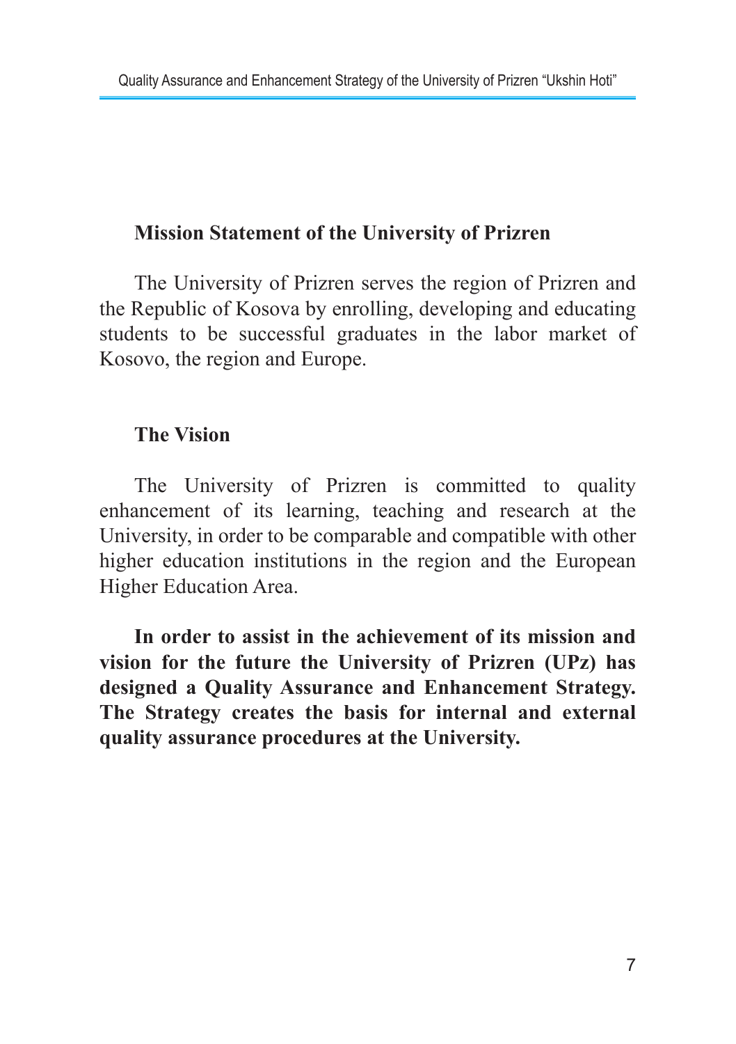## Mission Statement of the University of Prizren

The University of Prizren serves the region of Prizren and the Republic of Kosova by enrolling, developing and educating students to be successful graduates in the labor market of Kosovo, the region and Europe.

## The Vision

The University of Prizren is committed to quality enhancement of its learning, teaching and research at the University, in order to be comparable and compatible with other higher education institutions in the region and the European Higher Education Area.

**In order to assist in the achievement of its mission and vision for the future the University of Prizren (UPz) has designed a Quality Assurance and Enhancement Strategy. The Strategy creates the basis for internal and external quality assurance procedures at the University.**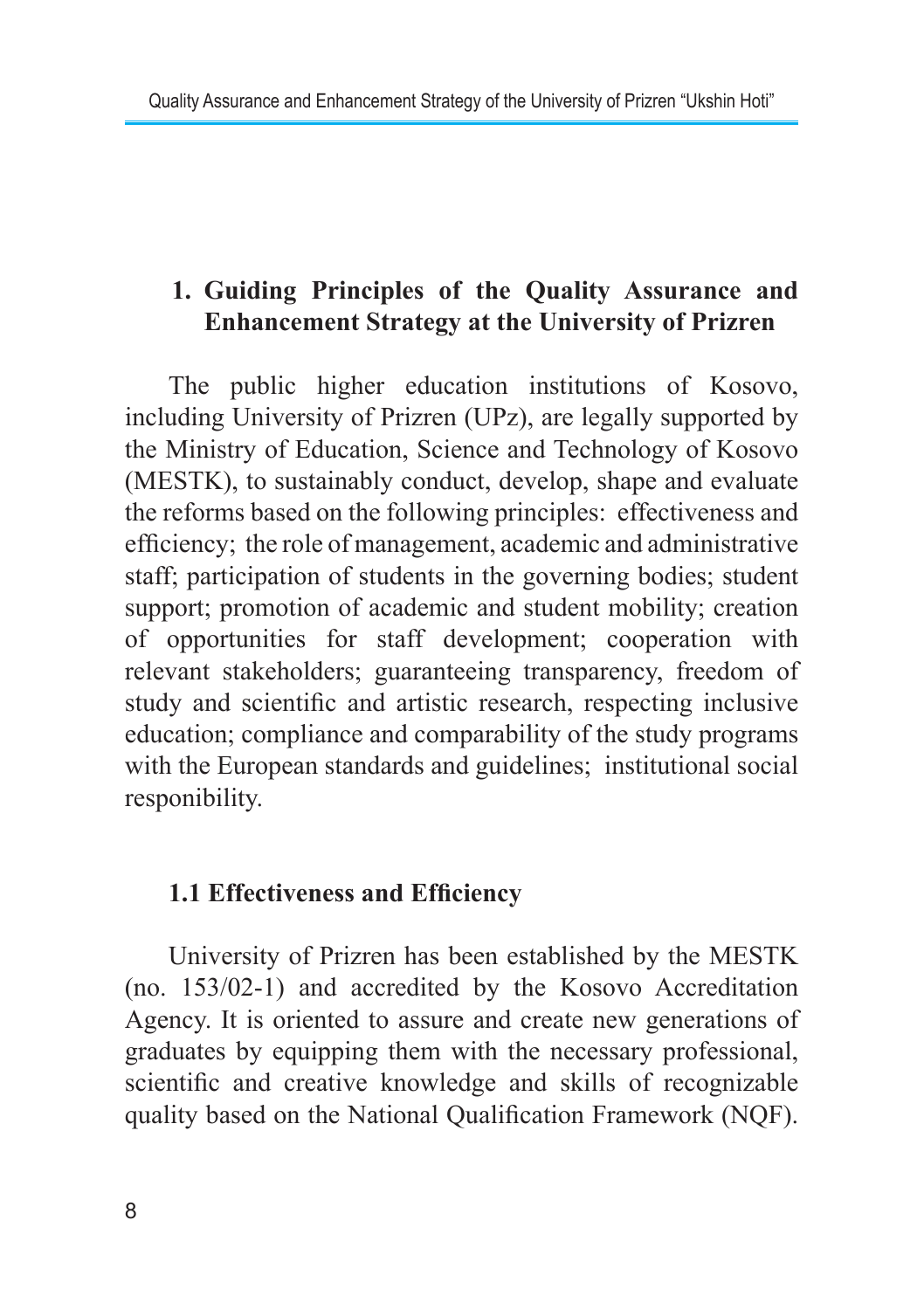# 1. Guiding Principles of the Quality Assurance and Enhancement Strategy at the University of Prizren

The public higher education institutions of Kosovo, including University of Prizren (UPz), are legally supported by the Ministry of Education, Science and Technology of Kosovo (MESTK), to sustainably conduct, develop, shape and evaluate the reforms based on the following principles: effectiveness and efficiency; the role of management, academic and administrative staff; participation of students in the governing bodies; student support; promotion of academic and student mobility; creation of opportunities for staff development; cooperation with relevant stakeholders; guaranteeing transparency, freedom of study and scientific and artistic research, respecting inclusive education; compliance and comparability of the study programs with the European standards and guidelines; institutional social responibility.

## 1.1 Effectiveness and Efficiency

University of Prizren has been established by the MESTK (no. 153/02-1) and accredited by the Kosovo Accreditation Agency. It is oriented to assure and create new generations of graduates by equipping them with the necessary professional, scientific and creative knowledge and skills of recognizable quality based on the National Qualification Framework (NQF).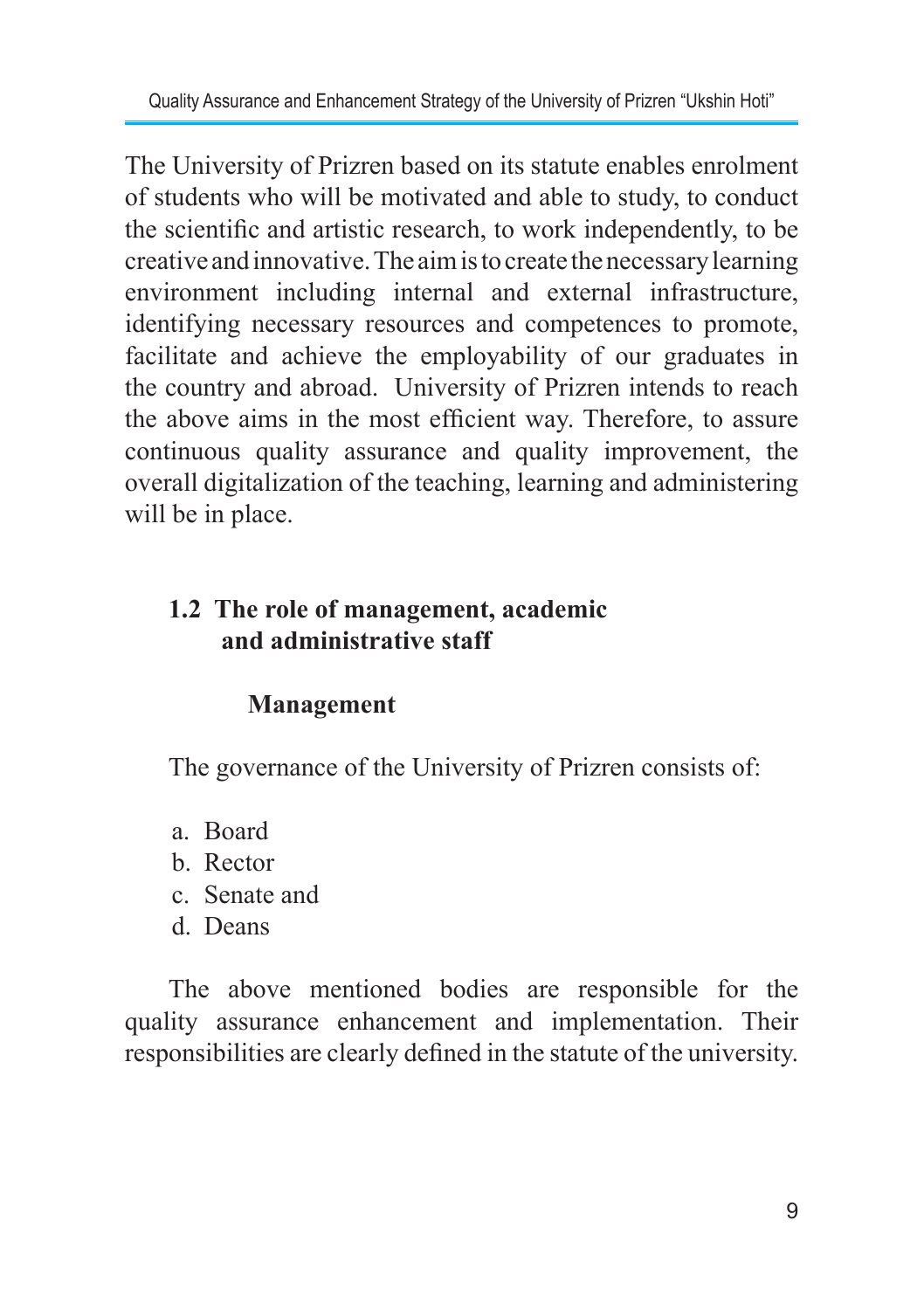The University of Prizren based on its statute enables enrolment of students who will be motivated and able to study, to conduct the scientific and artistic research, to work independently, to be creative and innovative. The aim is to create the necessary learning environment including internal and external infrastructure, identifying necessary resources and competences to promote, facilitate and achieve the employability of our graduates in the country and abroad. University of Prizren intends to reach the above aims in the most efficient way. Therefore, to assure continuous quality assurance and quality improvement, the overall digitalization of the teaching, learning and administering will be in place.

## 1.2 The role of management, academic and administrative staff

### Management

The governance of the University of Prizren consists of:

a. Board
b. Rector
c. Senate and
d. Deans

The above mentioned bodies are responsible for the quality assurance enhancement and implementation. Their responsibilities are clearly defined in the statute of the university.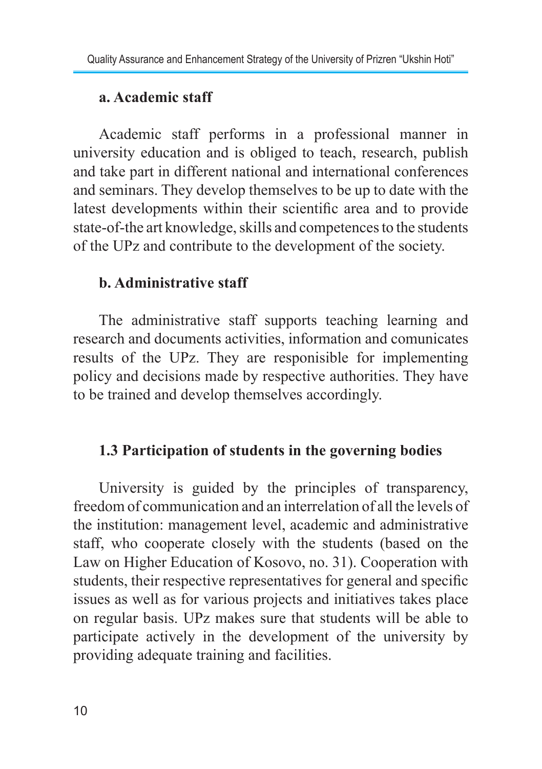### a. Academic staff

Academic staff performs in a professional manner in university education and is obliged to teach, research, publish and take part in different national and international conferences and seminars. They develop themselves to be up to date with the latest developments within their scientific area and to provide state-of-the art knowledge, skills and competences to the students of the UPz and contribute to the development of the society.

### b. Administrative staff

The administrative staff supports teaching learning and research and documents activities, information and comunicates results of the UPz. They are responisible for implementing policy and decisions made by respective authorities. They have to be trained and develop themselves accordingly.

## 1.3 Participation of students in the governing bodies

University is guided by the principles of transparency, freedom of communication and an interrelation of all the levels of the institution: management level, academic and administrative staff, who cooperate closely with the students (based on the Law on Higher Education of Kosovo, no. 31). Cooperation with students, their respective representatives for general and specific issues as well as for various projects and initiatives takes place on regular basis. UPz makes sure that students will be able to participate actively in the development of the university by providing adequate training and facilities.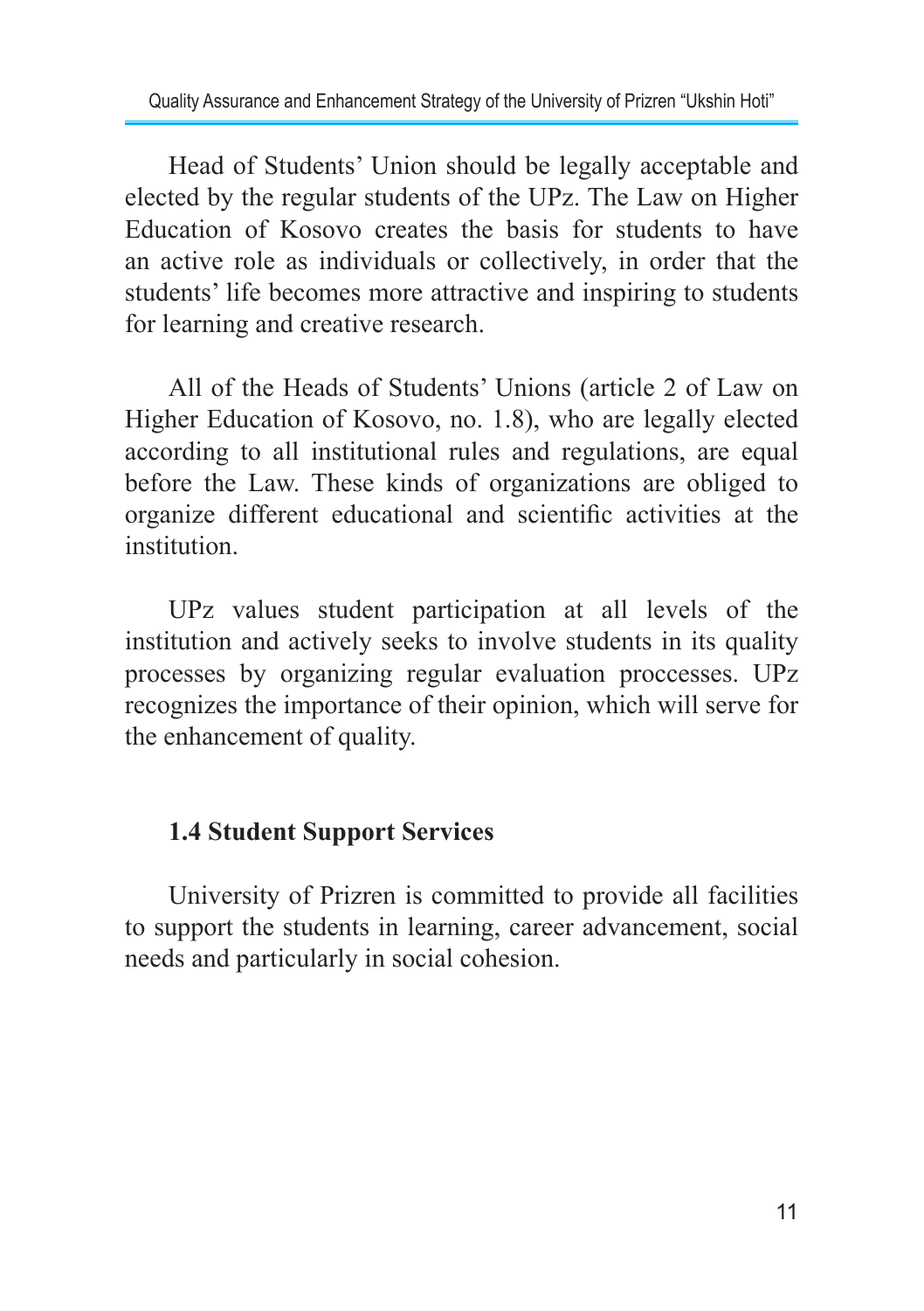Head of Students' Union should be legally acceptable and elected by the regular students of the UPz. The Law on Higher Education of Kosovo creates the basis for students to have an active role as individuals or collectively, in order that the students' life becomes more attractive and inspiring to students for learning and creative research.

All of the Heads of Students' Unions (article 2 of Law on Higher Education of Kosovo, no. 1.8), who are legally elected according to all institutional rules and regulations, are equal before the Law. These kinds of organizations are obliged to organize different educational and scientific activities at the institution.

UPz values student participation at all levels of the institution and actively seeks to involve students in its quality processes by organizing regular evaluation proccesses. UPz recognizes the importance of their opinion, which will serve for the enhancement of quality.

### 1.4 Student Support Services

University of Prizren is committed to provide all facilities to support the students in learning, career advancement, social needs and particularly in social cohesion.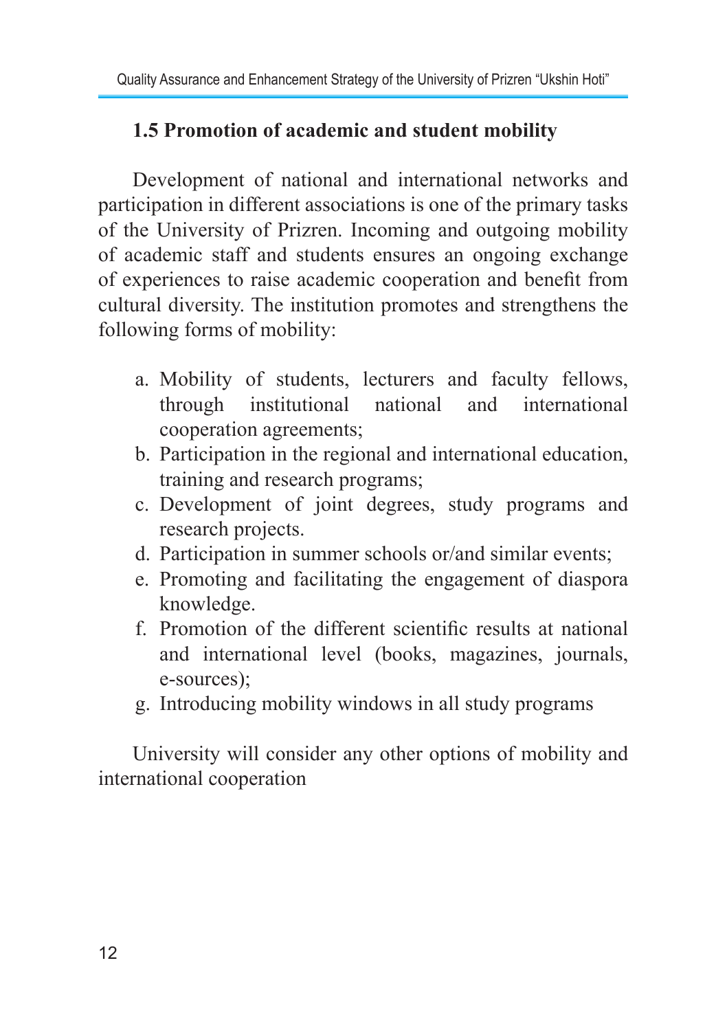### 1.5 Promotion of academic and student mobility

Development of national and international networks and participation in different associations is one of the primary tasks of the University of Prizren. Incoming and outgoing mobility of academic staff and students ensures an ongoing exchange of experiences to raise academic cooperation and benefit from cultural diversity. The institution promotes and strengthens the following forms of mobility:

a. Mobility of students, lecturers and faculty fellows, through institutional national and international cooperation agreements;
b. Participation in the regional and international education, training and research programs;
c. Development of joint degrees, study programs and research projects.
d. Participation in summer schools or/and similar events;
e. Promoting and facilitating the engagement of diaspora knowledge.
f. Promotion of the different scientific results at national and international level (books, magazines, journals, e-sources);
g. Introducing mobility windows in all study programs

University will consider any other options of mobility and international cooperation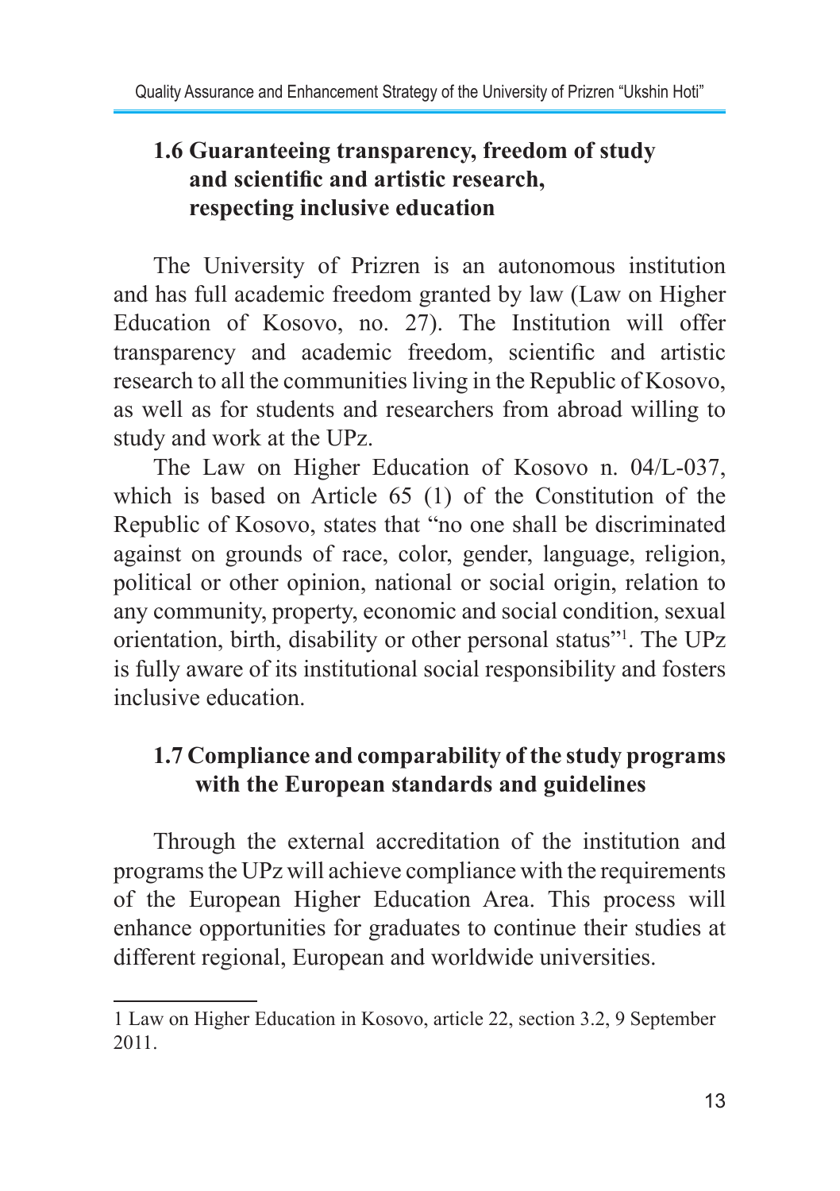## 1.6 Guaranteeing transparency, freedom of study and scientific and artistic research, respecting inclusive education

The University of Prizren is an autonomous institution and has full academic freedom granted by law (Law on Higher Education of Kosovo, no. 27). The Institution will offer transparency and academic freedom, scientific and artistic research to all the communities living in the Republic of Kosovo, as well as for students and researchers from abroad willing to study and work at the UPz.

The Law on Higher Education of Kosovo n. 04/L-037, which is based on Article 65 (1) of the Constitution of the Republic of Kosovo, states that "no one shall be discriminated against on grounds of race, color, gender, language, religion, political or other opinion, national or social origin, relation to any community, property, economic and social condition, sexual orientation, birth, disability or other personal status"[1]. The UPz is fully aware of its institutional social responsibility and fosters inclusive education.

## 1.7 Compliance and comparability of the study programs with the European standards and guidelines

Through the external accreditation of the institution and programs the UPz will achieve compliance with the requirements of the European Higher Education Area. This process will enhance opportunities for graduates to continue their studies at different regional, European and worldwide universities.

---

1 Law on Higher Education in Kosovo, article 22, section 3.2, 9 September 2011.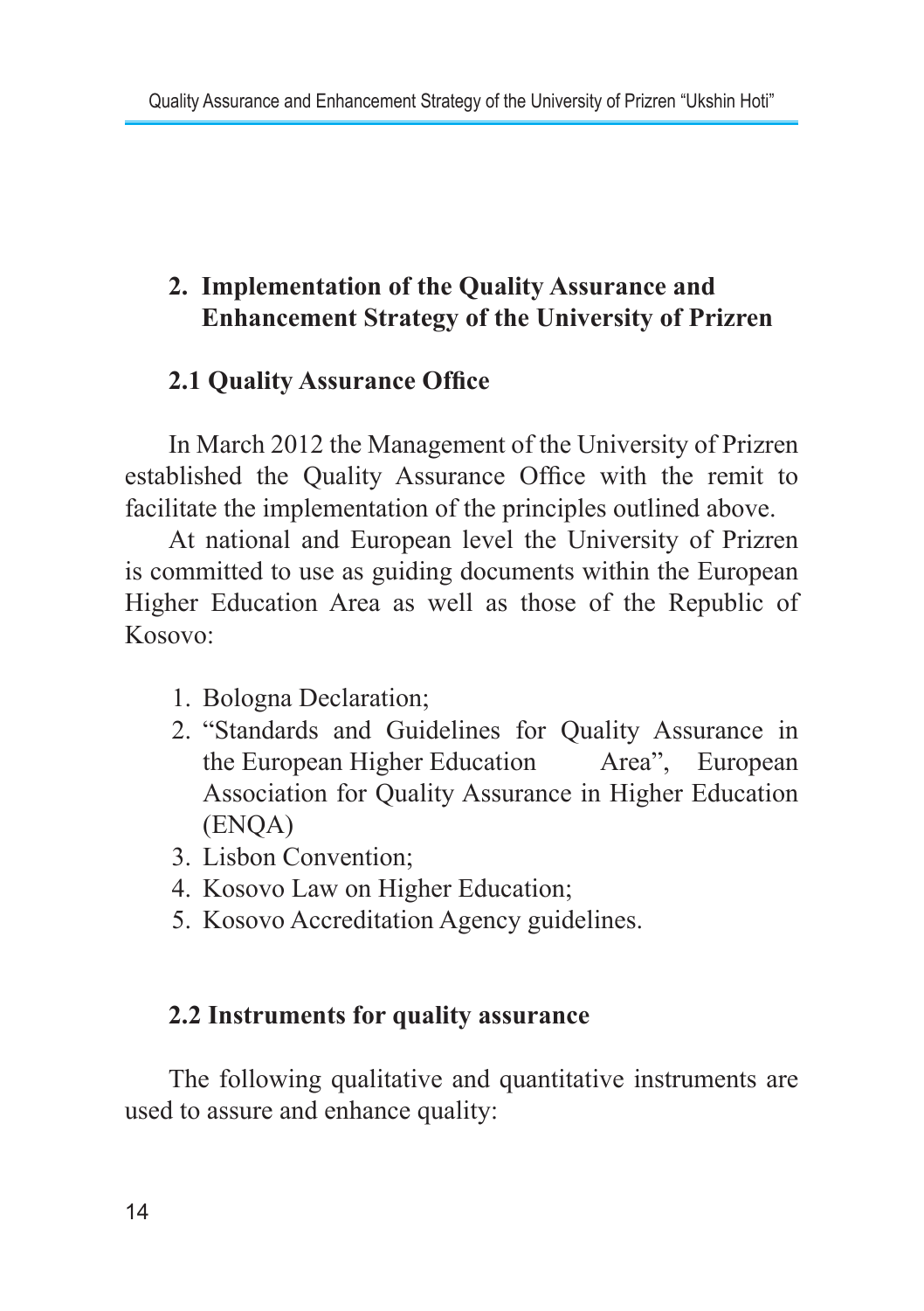## 2. Implementation of the Quality Assurance and Enhancement Strategy of the University of Prizren

### 2.1 Quality Assurance Office

In March 2012 the Management of the University of Prizren established the Quality Assurance Office with the remit to facilitate the implementation of the principles outlined above.

At national and European level the University of Prizren is committed to use as guiding documents within the European Higher Education Area as well as those of the Republic of Kosovo:

1. Bologna Declaration;
2. "Standards and Guidelines for Quality Assurance in the European Higher Education Area", European Association for Quality Assurance in Higher Education (ENQA)
3. Lisbon Convention;
4. Kosovo Law on Higher Education;
5. Kosovo Accreditation Agency guidelines.

### 2.2 Instruments for quality assurance

The following qualitative and quantitative instruments are used to assure and enhance quality: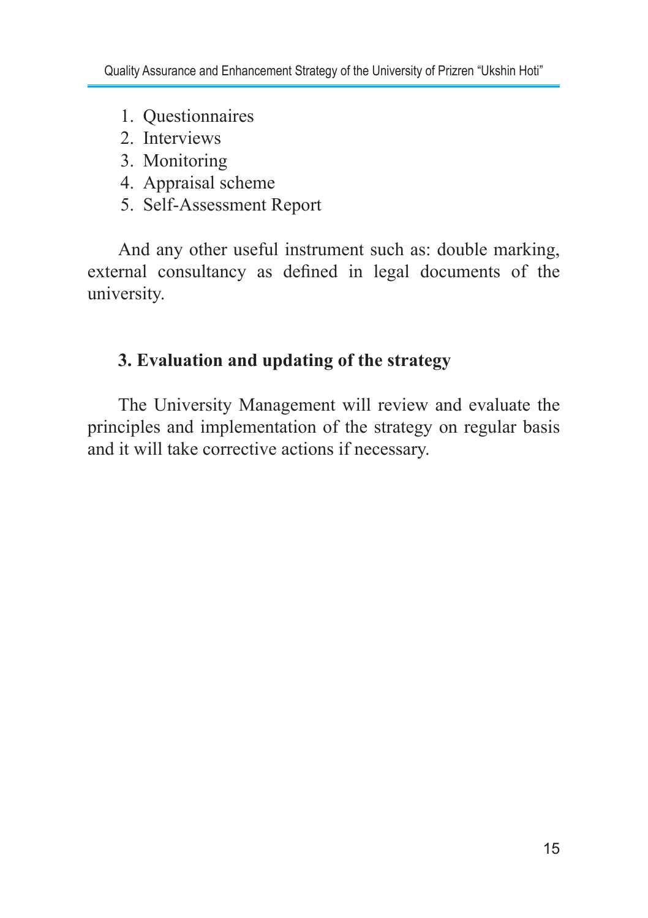1. Questionnaires
2. Interviews
3. Monitoring
4. Appraisal scheme
5. Self-Assessment Report

And any other useful instrument such as: double marking, external consultancy as defined in legal documents of the university.

## 3. Evaluation and updating of the strategy

The University Management will review and evaluate the principles and implementation of the strategy on regular basis and it will take corrective actions if necessary.